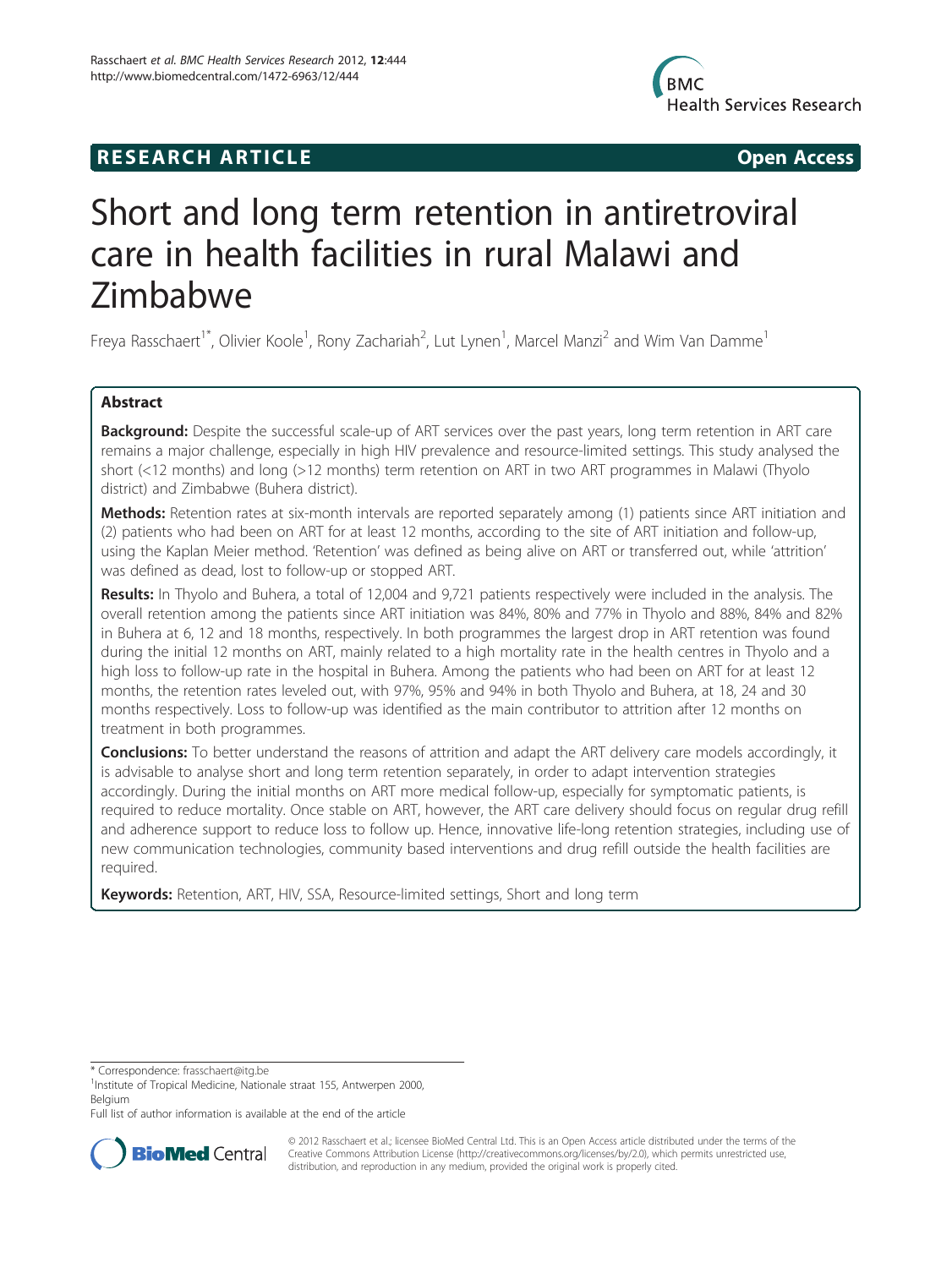**RESEARCH ARTICLE** **Open Access**

# Short and long term retention in antiretroviral care in health facilities in rural Malawi and Zimbabwe

Freya Rasschaert[1*], Olivier Koole[1], Rony Zachariah[2], Lut Lynen[1], Marcel Manzi[2] and Wim Van Damme[1]

## Abstract

**Background:** Despite the successful scale-up of ART services over the past years, long term retention in ART care remains a major challenge, especially in high HIV prevalence and resource-limited settings. This study analysed the short (<12 months) and long (>12 months) term retention on ART in two ART programmes in Malawi (Thyolo district) and Zimbabwe (Buhera district).

**Methods:** Retention rates at six-month intervals are reported separately among (1) patients since ART initiation and (2) patients who had been on ART for at least 12 months, according to the site of ART initiation and follow-up, using the Kaplan Meier method. 'Retention' was defined as being alive on ART or transferred out, while 'attrition' was defined as dead, lost to follow-up or stopped ART.

**Results:** In Thyolo and Buhera, a total of 12,004 and 9,721 patients respectively were included in the analysis. The overall retention among the patients since ART initiation was 84%, 80% and 77% in Thyolo and 88%, 84% and 82% in Buhera at 6, 12 and 18 months, respectively. In both programmes the largest drop in ART retention was found during the initial 12 months on ART, mainly related to a high mortality rate in the health centres in Thyolo and a high loss to follow-up rate in the hospital in Buhera. Among the patients who had been on ART for at least 12 months, the retention rates leveled out, with 97%, 95% and 94% in both Thyolo and Buhera, at 18, 24 and 30 months respectively. Loss to follow-up was identified as the main contributor to attrition after 12 months on treatment in both programmes.

**Conclusions:** To better understand the reasons of attrition and adapt the ART delivery care models accordingly, it is advisable to analyse short and long term retention separately, in order to adapt intervention strategies accordingly. During the initial months on ART more medical follow-up, especially for symptomatic patients, is required to reduce mortality. Once stable on ART, however, the ART care delivery should focus on regular drug refill and adherence support to reduce loss to follow up. Hence, innovative life-long retention strategies, including use of new communication technologies, community based interventions and drug refill outside the health facilities are required.

**Keywords:** Retention, ART, HIV, SSA, Resource-limited settings, Short and long term

\* Correspondence: frasschaert@itg.be
[1]Institute of Tropical Medicine, Nationale straat 155, Antwerpen 2000, Belgium
Full list of author information is available at the end of the article

© 2012 Rasschaert et al.; licensee BioMed Central Ltd. This is an Open Access article distributed under the terms of the Creative Commons Attribution License (http://creativecommons.org/licenses/by/2.0), which permits unrestricted use, distribution, and reproduction in any medium, provided the original work is properly cited.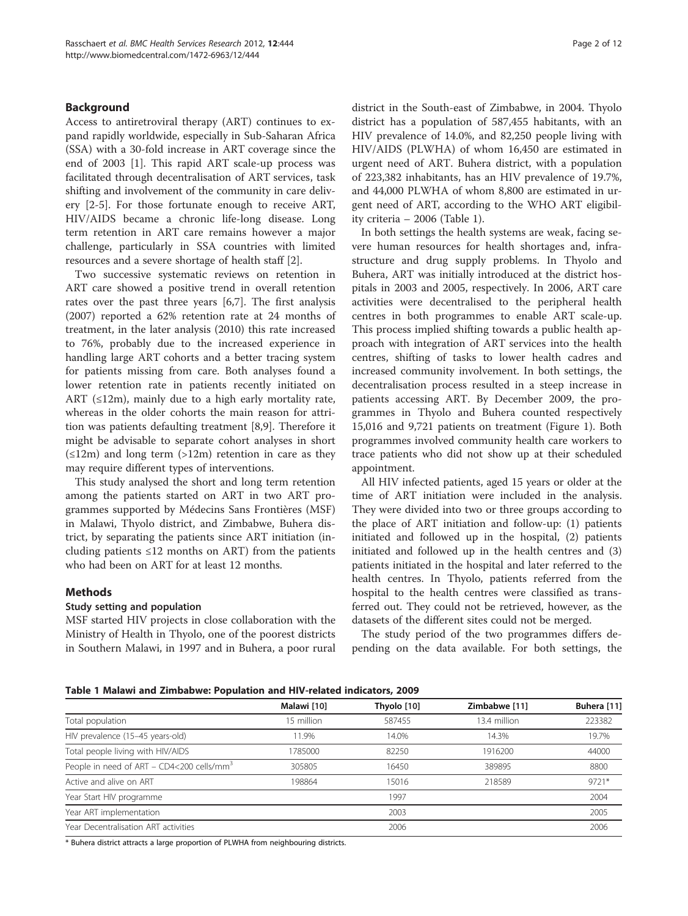## Background

Access to antiretroviral therapy (ART) continues to expand rapidly worldwide, especially in Sub-Saharan Africa (SSA) with a 30-fold increase in ART coverage since the end of 2003 [1]. This rapid ART scale-up process was facilitated through decentralisation of ART services, task shifting and involvement of the community in care delivery [2-5]. For those fortunate enough to receive ART, HIV/AIDS became a chronic life-long disease. Long term retention in ART care remains however a major challenge, particularly in SSA countries with limited resources and a severe shortage of health staff [2].

Two successive systematic reviews on retention in ART care showed a positive trend in overall retention rates over the past three years [6,7]. The first analysis (2007) reported a 62% retention rate at 24 months of treatment, in the later analysis (2010) this rate increased to 76%, probably due to the increased experience in handling large ART cohorts and a better tracing system for patients missing from care. Both analyses found a lower retention rate in patients recently initiated on ART (≤12m), mainly due to a high early mortality rate, whereas in the older cohorts the main reason for attrition was patients defaulting treatment [8,9]. Therefore it might be advisable to separate cohort analyses in short (≤12m) and long term (>12m) retention in care as they may require different types of interventions.

This study analysed the short and long term retention among the patients started on ART in two ART programmes supported by Médecins Sans Frontières (MSF) in Malawi, Thyolo district, and Zimbabwe, Buhera district, by separating the patients since ART initiation (including patients ≤12 months on ART) from the patients who had been on ART for at least 12 months.

## Methods

### Study setting and population

MSF started HIV projects in close collaboration with the Ministry of Health in Thyolo, one of the poorest districts in Southern Malawi, in 1997 and in Buhera, a poor rural district in the South-east of Zimbabwe, in 2004. Thyolo district has a population of 587,455 habitants, with an HIV prevalence of 14.0%, and 82,250 people living with HIV/AIDS (PLWHA) of whom 16,450 are estimated in urgent need of ART. Buhera district, with a population of 223,382 inhabitants, has an HIV prevalence of 19.7%, and 44,000 PLWHA of whom 8,800 are estimated in urgent need of ART, according to the WHO ART eligibility criteria – 2006 (Table 1).

In both settings the health systems are weak, facing severe human resources for health shortages and, infrastructure and drug supply problems. In Thyolo and Buhera, ART was initially introduced at the district hospitals in 2003 and 2005, respectively. In 2006, ART care activities were decentralised to the peripheral health centres in both programmes to enable ART scale-up. This process implied shifting towards a public health approach with integration of ART services into the health centres, shifting of tasks to lower health cadres and increased community involvement. In both settings, the decentralisation process resulted in a steep increase in patients accessing ART. By December 2009, the programmes in Thyolo and Buhera counted respectively 15,016 and 9,721 patients on treatment (Figure 1). Both programmes involved community health care workers to trace patients who did not show up at their scheduled appointment.

All HIV infected patients, aged 15 years or older at the time of ART initiation were included in the analysis. They were divided into two or three groups according to the place of ART initiation and follow-up: (1) patients initiated and followed up in the hospital, (2) patients initiated and followed up in the health centres and (3) patients initiated in the hospital and later referred to the health centres. In Thyolo, patients referred from the hospital to the health centres were classified as transferred out. They could not be retrieved, however, as the datasets of the different sites could not be merged.

The study period of the two programmes differs depending on the data available. For both settings, the

**Table 1 Malawi and Zimbabwe: Population and HIV-related indicators, 2009**

| | Malawi [10] | Thyolo [10] | Zimbabwe [11] | Buhera [11] |
|---|---|---|---|---|
| Total population | 15 million | 587455 | 13.4 million | 223382 |
| HIV prevalence (15–45 years-old) | 11.9% | 14.0% | 14.3% | 19.7% |
| Total people living with HIV/AIDS | 1785000 | 82250 | 1916200 | 44000 |
| People in need of ART – CD4<200 cells/mm$^3$ | 305805 | 16450 | 389895 | 8800 |
| Active and alive on ART | 198864 | 15016 | 218589 | 9721* |
| Year Start HIV programme | | 1997 | | 2004 |
| Year ART implementation | | 2003 | | 2005 |
| Year Decentralisation ART activities | | 2006 | | 2006 |

\* Buhera district attracts a large proportion of PLWHA from neighbouring districts.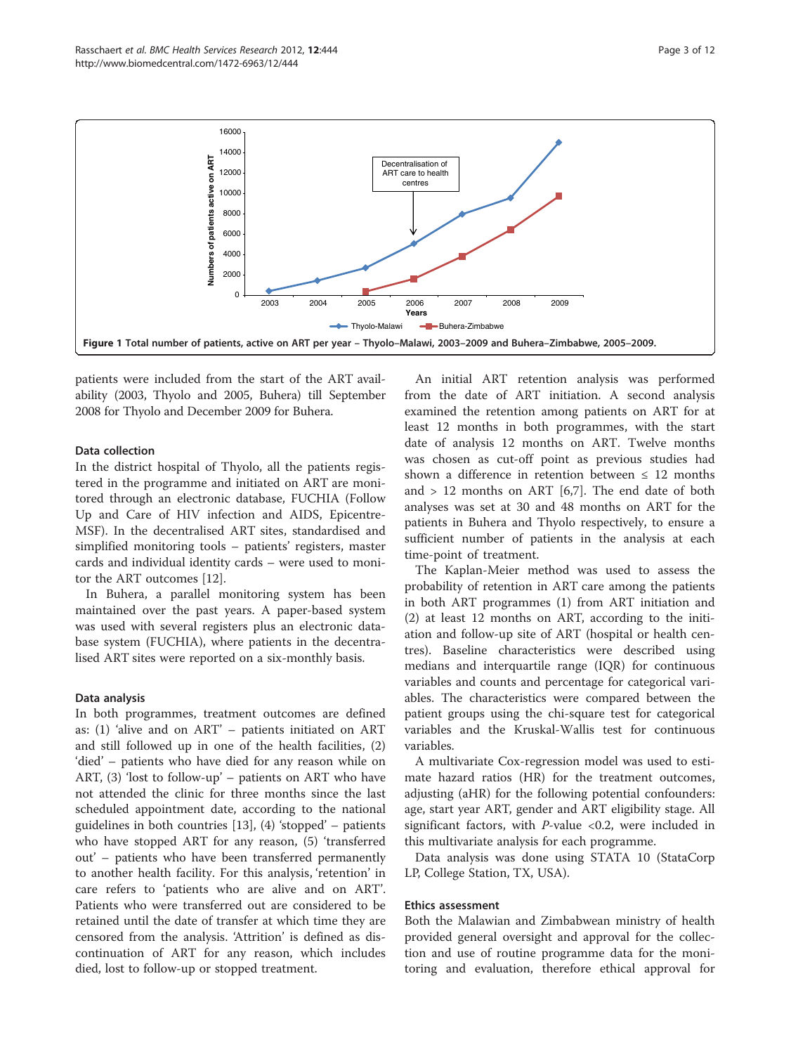**Figure 1 Total number of patients, active on ART per year – Thyolo–Malawi, 2003–2009 and Buhera–Zimbabwe, 2005–2009.**

patients were included from the start of the ART availability (2003, Thyolo and 2005, Buhera) till September 2008 for Thyolo and December 2009 for Buhera.

### Data collection

In the district hospital of Thyolo, all the patients registered in the programme and initiated on ART are monitored through an electronic database, FUCHIA (Follow Up and Care of HIV infection and AIDS, Epicentre-MSF). In the decentralised ART sites, standardised and simplified monitoring tools – patients' registers, master cards and individual identity cards – were used to monitor the ART outcomes [12].

In Buhera, a parallel monitoring system has been maintained over the past years. A paper-based system was used with several registers plus an electronic database system (FUCHIA), where patients in the decentralised ART sites were reported on a six-monthly basis.

### Data analysis

In both programmes, treatment outcomes are defined as: (1) 'alive and on ART' – patients initiated on ART and still followed up in one of the health facilities, (2) 'died' – patients who have died for any reason while on ART, (3) 'lost to follow-up' – patients on ART who have not attended the clinic for three months since the last scheduled appointment date, according to the national guidelines in both countries [13], (4) 'stopped' – patients who have stopped ART for any reason, (5) 'transferred out' – patients who have been transferred permanently to another health facility. For this analysis, 'retention' in care refers to 'patients who are alive and on ART'. Patients who were transferred out are considered to be retained until the date of transfer at which time they are censored from the analysis. 'Attrition' is defined as discontinuation of ART for any reason, which includes died, lost to follow-up or stopped treatment.

An initial ART retention analysis was performed from the date of ART initiation. A second analysis examined the retention among patients on ART for at least 12 months in both programmes, with the start date of analysis 12 months on ART. Twelve months was chosen as cut-off point as previous studies had shown a difference in retention between $\leq$ 12 months and > 12 months on ART [6,7]. The end date of both analyses was set at 30 and 48 months on ART for the patients in Buhera and Thyolo respectively, to ensure a sufficient number of patients in the analysis at each time-point of treatment.

The Kaplan-Meier method was used to assess the probability of retention in ART care among the patients in both ART programmes (1) from ART initiation and (2) at least 12 months on ART, according to the initiation and follow-up site of ART (hospital or health centres). Baseline characteristics were described using medians and interquartile range (IQR) for continuous variables and counts and percentage for categorical variables. The characteristics were compared between the patient groups using the chi-square test for categorical variables and the Kruskal-Wallis test for continuous variables.

A multivariate Cox-regression model was used to estimate hazard ratios (HR) for the treatment outcomes, adjusting (aHR) for the following potential confounders: age, start year ART, gender and ART eligibility stage. All significant factors, with *P*-value <0.2, were included in this multivariate analysis for each programme.

Data analysis was done using STATA 10 (StataCorp LP, College Station, TX, USA).

### Ethics assessment

Both the Malawian and Zimbabwean ministry of health provided general oversight and approval for the collection and use of routine programme data for the monitoring and evaluation, therefore ethical approval for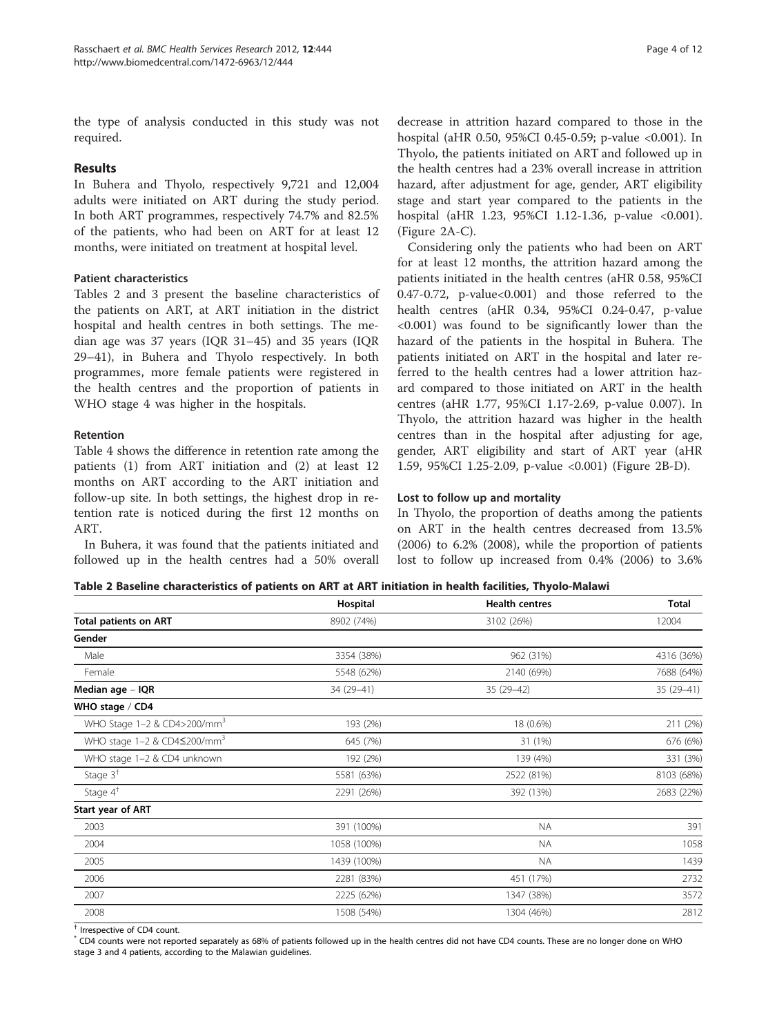the type of analysis conducted in this study was not required.

## Results

In Buhera and Thyolo, respectively 9,721 and 12,004 adults were initiated on ART during the study period. In both ART programmes, respectively 74.7% and 82.5% of the patients, who had been on ART for at least 12 months, were initiated on treatment at hospital level.

### Patient characteristics

Tables 2 and 3 present the baseline characteristics of the patients on ART, at ART initiation in the district hospital and health centres in both settings. The median age was 37 years (IQR 31–45) and 35 years (IQR 29–41), in Buhera and Thyolo respectively. In both programmes, more female patients were registered in the health centres and the proportion of patients in WHO stage 4 was higher in the hospitals.

### Retention

Table 4 shows the difference in retention rate among the patients (1) from ART initiation and (2) at least 12 months on ART according to the ART initiation and follow-up site. In both settings, the highest drop in retention rate is noticed during the first 12 months on ART.

In Buhera, it was found that the patients initiated and followed up in the health centres had a 50% overall decrease in attrition hazard compared to those in the hospital (aHR 0.50, 95%CI 0.45-0.59; p-value <0.001). In Thyolo, the patients initiated on ART and followed up in the health centres had a 23% overall increase in attrition hazard, after adjustment for age, gender, ART eligibility stage and start year compared to the patients in the hospital (aHR 1.23, 95%CI 1.12-1.36, p-value <0.001). (Figure 2A-C).

Considering only the patients who had been on ART for at least 12 months, the attrition hazard among the patients initiated in the health centres (aHR 0.58, 95%CI 0.47-0.72, p-value<0.001) and those referred to the health centres (aHR 0.34, 95%CI 0.24-0.47, p-value <0.001) was found to be significantly lower than the hazard of the patients in the hospital in Buhera. The patients initiated on ART in the hospital and later referred to the health centres had a lower attrition hazard compared to those initiated on ART in the health centres (aHR 1.77, 95%CI 1.17-2.69, p-value 0.007). In Thyolo, the attrition hazard was higher in the health centres than in the hospital after adjusting for age, gender, ART eligibility and start of ART year (aHR 1.59, 95%CI 1.25-2.09, p-value <0.001) (Figure 2B-D).

### Lost to follow up and mortality

In Thyolo, the proportion of deaths among the patients on ART in the health centres decreased from 13.5% (2006) to 6.2% (2008), while the proportion of patients lost to follow up increased from 0.4% (2006) to 3.6%

**Table 2 Baseline characteristics of patients on ART at ART initiation in health facilities, Thyolo-Malawi**

| | Hospital | Health centres | Total |
|---|---|---|---|
| **Total patients on ART** | 8902 (74%) | 3102 (26%) | 12004 |
| **Gender** | | | |
| Male | 3354 (38%) | 962 (31%) | 4316 (36%) |
| Female | 5548 (62%) | 2140 (69%) | 7688 (64%) |
| **Median age – IQR** | 34 (29–41) | 35 (29–42) | 35 (29–41) |
| **WHO stage / CD4** | | | |
| WHO Stage 1–2 & CD4>200/mm$^3$ | 193 (2%) | 18 (0.6%) | 211 (2%) |
| WHO stage 1–2 & CD4≤200/mm$^3$ | 645 (7%) | 31 (1%) | 676 (6%) |
| WHO stage 1–2 & CD4 unknown | 192 (2%) | 139 (4%) | 331 (3%) |
| Stage 3[†] | 5581 (63%) | 2522 (81%) | 8103 (68%) |
| Stage 4[†] | 2291 (26%) | 392 (13%) | 2683 (22%) |
| **Start year of ART** | | | |
| 2003 | 391 (100%) | NA | 391 |
| 2004 | 1058 (100%) | NA | 1058 |
| 2005 | 1439 (100%) | NA | 1439 |
| 2006 | 2281 (83%) | 451 (17%) | 2732 |
| 2007 | 2225 (62%) | 1347 (38%) | 3572 |
| 2008 | 1508 (54%) | 1304 (46%) | 2812 |

[†] Irrespective of CD4 count.
[*] CD4 counts were not reported separately as 68% of patients followed up in the health centres did not have CD4 counts. These are no longer done on WHO stage 3 and 4 patients, according to the Malawian guidelines.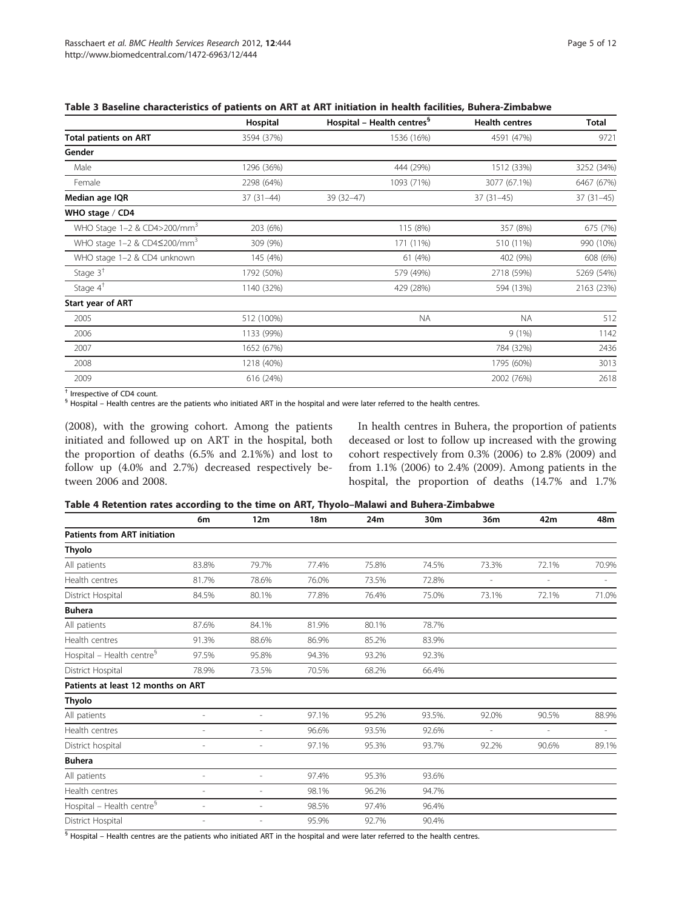**Table 3 Baseline characteristics of patients on ART at ART initiation in health facilities, Buhera-Zimbabwe**

| | Hospital | Hospital – Health centres[§] | Health centres | Total |
|---|---|---|---|---|
| **Total patients on ART** | 3594 (37%) | 1536 (16%) | 4591 (47%) | 9721 |
| **Gender** | | | | |
| Male | 1296 (36%) | 444 (29%) | 1512 (33%) | 3252 (34%) |
| Female | 2298 (64%) | 1093 (71%) | 3077 (67.1%) | 6467 (67%) |
| **Median age IQR** | 37 (31–44) | 39 (32–47) | 37 (31–45) | 37 (31–45) |
| **WHO stage / CD4** | | | | |
| WHO Stage 1–2 & CD4>200/mm$^3$ | 203 (6%) | 115 (8%) | 357 (8%) | 675 (7%) |
| WHO stage 1–2 & CD4≤200/mm$^3$ | 309 (9%) | 171 (11%) | 510 (11%) | 990 (10%) |
| WHO stage 1–2 & CD4 unknown | 145 (4%) | 61 (4%) | 402 (9%) | 608 (6%) |
| Stage 3[†] | 1792 (50%) | 579 (49%) | 2718 (59%) | 5269 (54%) |
| Stage 4[†] | 1140 (32%) | 429 (28%) | 594 (13%) | 2163 (23%) |
| **Start year of ART** | | | | |
| 2005 | 512 (100%) | NA | NA | 512 |
| 2006 | 1133 (99%) | | 9 (1%) | 1142 |
| 2007 | 1652 (67%) | | 784 (32%) | 2436 |
| 2008 | 1218 (40%) | | 1795 (60%) | 3013 |
| 2009 | 616 (24%) | | 2002 (76%) | 2618 |

[†] Irrespective of CD4 count.
[§] Hospital – Health centres are the patients who initiated ART in the hospital and were later referred to the health centres.

(2008), with the growing cohort. Among the patients initiated and followed up on ART in the hospital, both the proportion of deaths (6.5% and 2.1%%) and lost to follow up (4.0% and 2.7%) decreased respectively between 2006 and 2008.

In health centres in Buhera, the proportion of patients deceased or lost to follow up increased with the growing cohort respectively from 0.3% (2006) to 2.8% (2009) and from 1.1% (2006) to 2.4% (2009). Among patients in the hospital, the proportion of deaths (14.7% and 1.7%

**Table 4 Retention rates according to the time on ART, Thyolo–Malawi and Buhera-Zimbabwe**

| | 6m | 12m | 18m | 24m | 30m | 36m | 42m | 48m |
|---|---|---|---|---|---|---|---|---|
| **Patients from ART initiation** | | | | | | | | |
| **Thyolo** | | | | | | | | |
| All patients | 83.8% | 79.7% | 77.4% | 75.8% | 74.5% | 73.3% | 72.1% | 70.9% |
| Health centres | 81.7% | 78.6% | 76.0% | 73.5% | 72.8% | - | - | - |
| District Hospital | 84.5% | 80.1% | 77.8% | 76.4% | 75.0% | 73.1% | 72.1% | 71.0% |
| **Buhera** | | | | | | | | |
| All patients | 87.6% | 84.1% | 81.9% | 80.1% | 78.7% | | | |
| Health centres | 91.3% | 88.6% | 86.9% | 85.2% | 83.9% | | | |
| Hospital – Health centre[§] | 97.5% | 95.8% | 94.3% | 93.2% | 92.3% | | | |
| District Hospital | 78.9% | 73.5% | 70.5% | 68.2% | 66.4% | | | |
| **Patients at least 12 months on ART** | | | | | | | | |
| **Thyolo** | | | | | | | | |
| All patients | - | - | 97.1% | 95.2% | 93.5%. | 92.0% | 90.5% | 88.9% |
| Health centres | - | - | 96.6% | 93.5% | 92.6% | - | - | - |
| District hospital | - | - | 97.1% | 95.3% | 93.7% | 92.2% | 90.6% | 89.1% |
| **Buhera** | | | | | | | | |
| All patients | - | - | 97.4% | 95.3% | 93.6% | | | |
| Health centres | - | - | 98.1% | 96.2% | 94.7% | | | |
| Hospital – Health centre[§] | - | - | 98.5% | 97.4% | 96.4% | | | |
| District Hospital | - | - | 95.9% | 92.7% | 90.4% | | | |

[§] Hospital – Health centres are the patients who initiated ART in the hospital and were later referred to the health centres.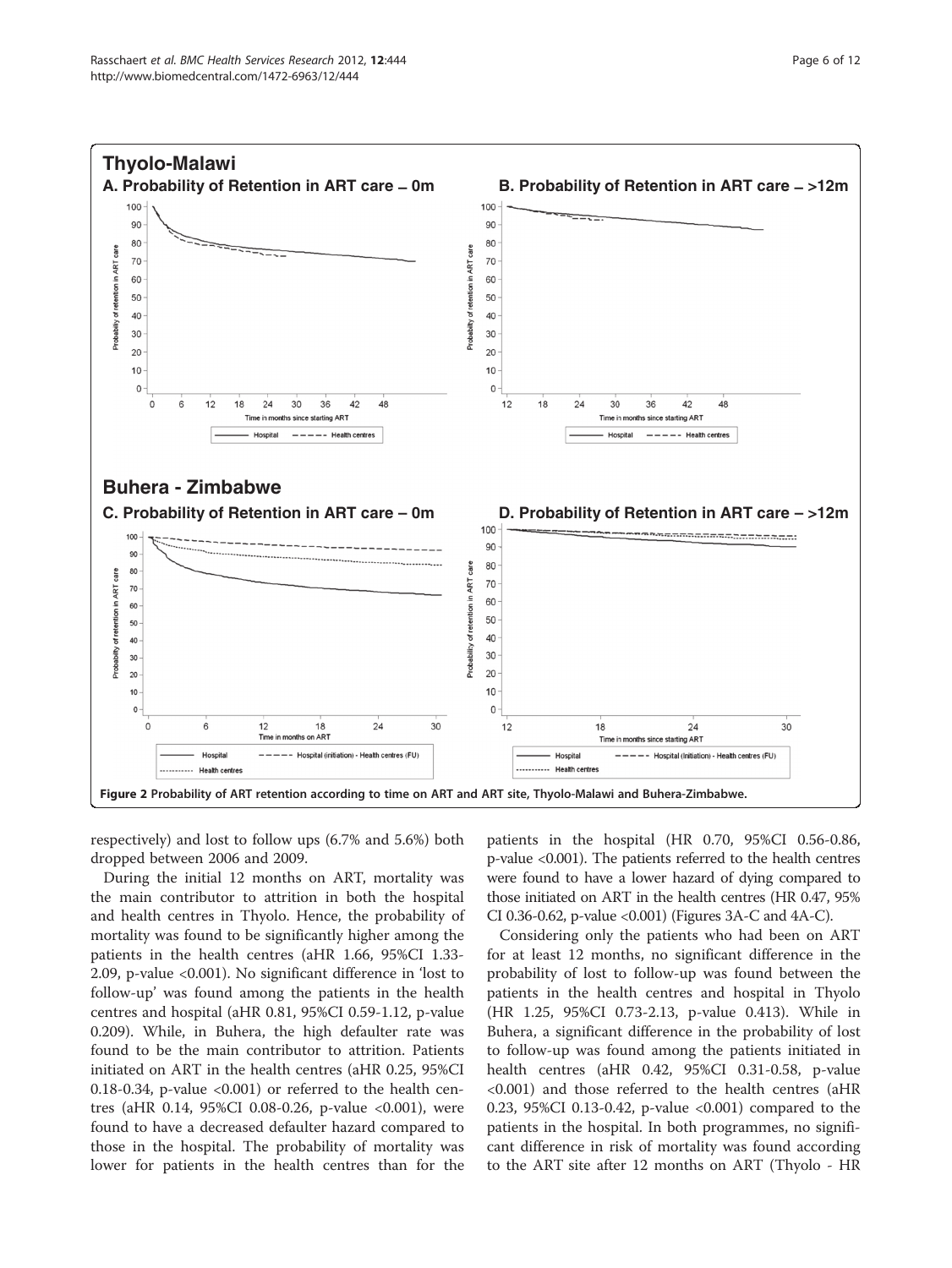Figure 2 Probability of ART retention according to time on ART and ART site, Thyolo-Malawi and Buhera-Zimbabwe.

respectively) and lost to follow ups (6.7% and 5.6%) both dropped between 2006 and 2009.

During the initial 12 months on ART, mortality was the main contributor to attrition in both the hospital and health centres in Thyolo. Hence, the probability of mortality was found to be significantly higher among the patients in the health centres (aHR 1.66, 95%CI 1.33-2.09, p-value <0.001). No significant difference in 'lost to follow-up' was found among the patients in the health centres and hospital (aHR 0.81, 95%CI 0.59-1.12, p-value 0.209). While, in Buhera, the high defaulter rate was found to be the main contributor to attrition. Patients initiated on ART in the health centres (aHR 0.25, 95%CI 0.18-0.34, p-value <0.001) or referred to the health centres (aHR 0.14, 95%CI 0.08-0.26, p-value <0.001), were found to have a decreased defaulter hazard compared to those in the hospital. The probability of mortality was lower for patients in the health centres than for the patients in the hospital (HR 0.70, 95%CI 0.56-0.86, p-value <0.001). The patients referred to the health centres were found to have a lower hazard of dying compared to those initiated on ART in the health centres (HR 0.47, 95% CI 0.36-0.62, p-value <0.001) (Figures 3A-C and 4A-C).

Considering only the patients who had been on ART for at least 12 months, no significant difference in the probability of lost to follow-up was found between the patients in the health centres and hospital in Thyolo (HR 1.25, 95%CI 0.73-2.13, p-value 0.413). While in Buhera, a significant difference in the probability of lost to follow-up was found among the patients initiated in health centres (aHR 0.42, 95%CI 0.31-0.58, p-value <0.001) and those referred to the health centres (aHR 0.23, 95%CI 0.13-0.42, p-value <0.001) compared to the patients in the hospital. In both programmes, no significant difference in risk of mortality was found according to the ART site after 12 months on ART (Thyolo - HR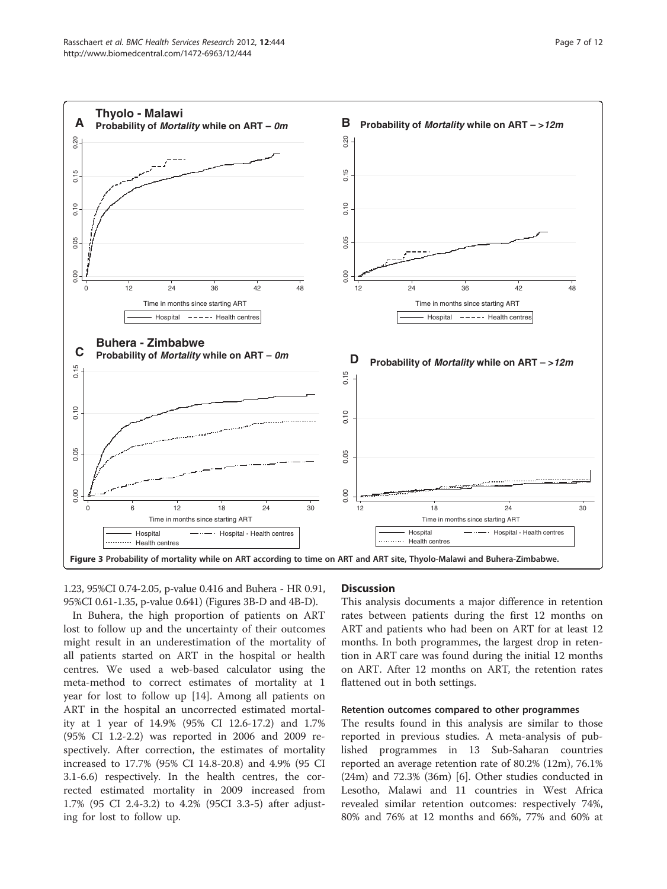Figure 3 Probability of mortality while on ART according to time on ART and ART site, Thyolo-Malawi and Buhera-Zimbabwe.

1.23, 95%CI 0.74-2.05, p-value 0.416 and Buhera - HR 0.91, 95%CI 0.61-1.35, p-value 0.641) (Figures 3B-D and 4B-D).

In Buhera, the high proportion of patients on ART lost to follow up and the uncertainty of their outcomes might result in an underestimation of the mortality of all patients started on ART in the hospital or health centres. We used a web-based calculator using the meta-method to correct estimates of mortality at 1 year for lost to follow up [14]. Among all patients on ART in the hospital an uncorrected estimated mortality at 1 year of 14.9% (95% CI 12.6-17.2) and 1.7% (95% CI 1.2-2.2) was reported in 2006 and 2009 respectively. After correction, the estimates of mortality increased to 17.7% (95% CI 14.8-20.8) and 4.9% (95 CI 3.1-6.6) respectively. In the health centres, the corrected estimated mortality in 2009 increased from 1.7% (95 CI 2.4-3.2) to 4.2% (95CI 3.3-5) after adjusting for lost to follow up.

## Discussion

This analysis documents a major difference in retention rates between patients during the first 12 months on ART and patients who had been on ART for at least 12 months. In both programmes, the largest drop in retention in ART care was found during the initial 12 months on ART. After 12 months on ART, the retention rates flattened out in both settings.

### Retention outcomes compared to other programmes

The results found in this analysis are similar to those reported in previous studies. A meta-analysis of published programmes in 13 Sub-Saharan countries reported an average retention rate of 80.2% (12m), 76.1% (24m) and 72.3% (36m) [6]. Other studies conducted in Lesotho, Malawi and 11 countries in West Africa revealed similar retention outcomes: respectively 74%, 80% and 76% at 12 months and 66%, 77% and 60% at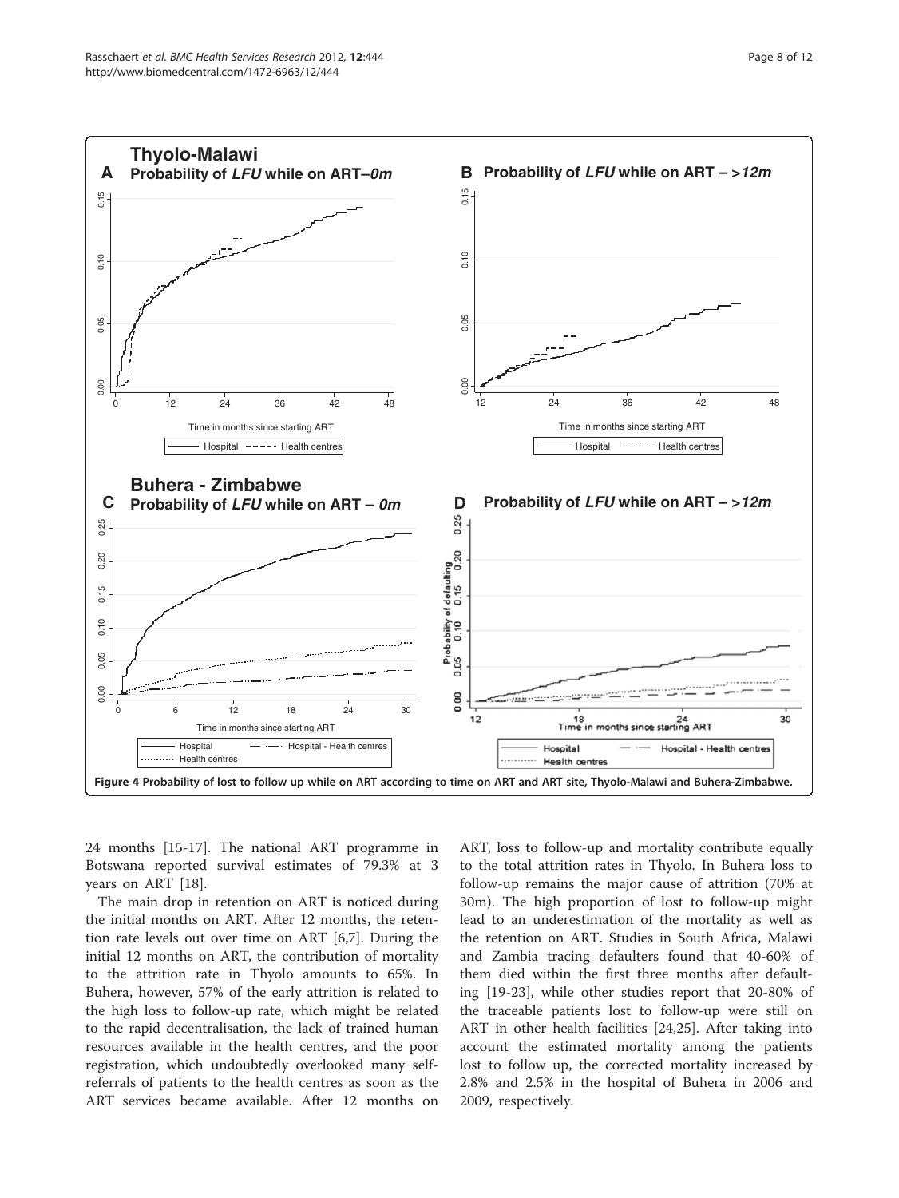Figure 4 Probability of lost to follow up while on ART according to time on ART and ART site, Thyolo-Malawi and Buhera-Zimbabwe.

24 months [15-17]. The national ART programme in Botswana reported survival estimates of 79.3% at 3 years on ART [18].

The main drop in retention on ART is noticed during the initial months on ART. After 12 months, the retention rate levels out over time on ART [6,7]. During the initial 12 months on ART, the contribution of mortality to the attrition rate in Thyolo amounts to 65%. In Buhera, however, 57% of the early attrition is related to the high loss to follow-up rate, which might be related to the rapid decentralisation, the lack of trained human resources available in the health centres, and the poor registration, which undoubtedly overlooked many self-referrals of patients to the health centres as soon as the ART services became available. After 12 months on ART, loss to follow-up and mortality contribute equally to the total attrition rates in Thyolo. In Buhera loss to follow-up remains the major cause of attrition (70% at 30m). The high proportion of lost to follow-up might lead to an underestimation of the mortality as well as the retention on ART. Studies in South Africa, Malawi and Zambia tracing defaulters found that 40-60% of them died within the first three months after defaulting [19-23], while other studies report that 20-80% of the traceable patients lost to follow-up were still on ART in other health facilities [24,25]. After taking into account the estimated mortality among the patients lost to follow up, the corrected mortality increased by 2.8% and 2.5% in the hospital of Buhera in 2006 and 2009, respectively.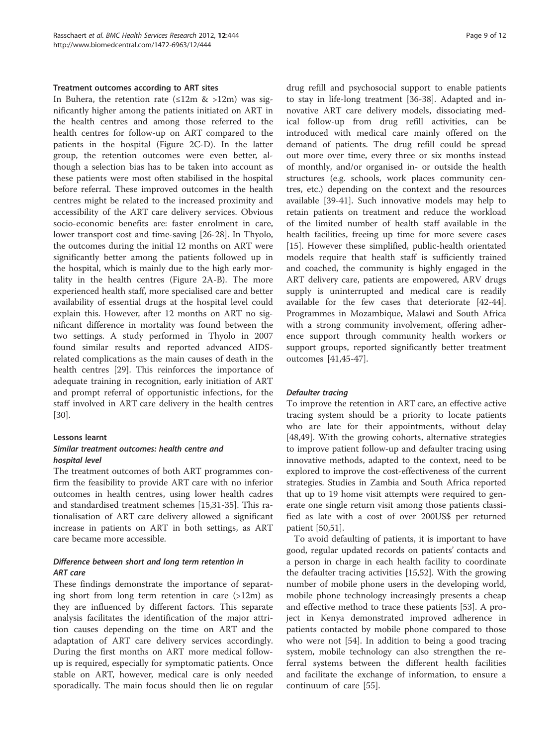### Treatment outcomes according to ART sites

In Buhera, the retention rate (≤12m & >12m) was significantly higher among the patients initiated on ART in the health centres and among those referred to the health centres for follow-up on ART compared to the patients in the hospital (Figure 2C-D). In the latter group, the retention outcomes were even better, although a selection bias has to be taken into account as these patients were most often stabilised in the hospital before referral. These improved outcomes in the health centres might be related to the increased proximity and accessibility of the ART care delivery services. Obvious socio-economic benefits are: faster enrolment in care, lower transport cost and time-saving [26-28]. In Thyolo, the outcomes during the initial 12 months on ART were significantly better among the patients followed up in the hospital, which is mainly due to the high early mortality in the health centres (Figure 2A-B). The more experienced health staff, more specialised care and better availability of essential drugs at the hospital level could explain this. However, after 12 months on ART no significant difference in mortality was found between the two settings. A study performed in Thyolo in 2007 found similar results and reported advanced AIDS-related complications as the main causes of death in the health centres [29]. This reinforces the importance of adequate training in recognition, early initiation of ART and prompt referral of opportunistic infections, for the staff involved in ART care delivery in the health centres [30].

### Lessons learnt

#### *Similar treatment outcomes: health centre and hospital level*

The treatment outcomes of both ART programmes confirm the feasibility to provide ART care with no inferior outcomes in health centres, using lower health cadres and standardised treatment schemes [15,31-35]. This rationalisation of ART care delivery allowed a significant increase in patients on ART in both settings, as ART care became more accessible.

#### *Difference between short and long term retention in ART care*

These findings demonstrate the importance of separating short from long term retention in care (>12m) as they are influenced by different factors. This separate analysis facilitates the identification of the major attrition causes depending on the time on ART and the adaptation of ART care delivery services accordingly. During the first months on ART more medical follow-up is required, especially for symptomatic patients. Once stable on ART, however, medical care is only needed sporadically. The main focus should then lie on regular drug refill and psychosocial support to enable patients to stay in life-long treatment [36-38]. Adapted and innovative ART care delivery models, dissociating medical follow-up from drug refill activities, can be introduced with medical care mainly offered on the demand of patients. The drug refill could be spread out more over time, every three or six months instead of monthly, and/or organised in- or outside the health structures (e.g. schools, work places community centres, etc.) depending on the context and the resources available [39-41]. Such innovative models may help to retain patients on treatment and reduce the workload of the limited number of health staff available in the health facilities, freeing up time for more severe cases [15]. However these simplified, public-health orientated models require that health staff is sufficiently trained and coached, the community is highly engaged in the ART delivery care, patients are empowered, ARV drugs supply is uninterrupted and medical care is readily available for the few cases that deteriorate [42-44]. Programmes in Mozambique, Malawi and South Africa with a strong community involvement, offering adherence support through community health workers or support groups, reported significantly better treatment outcomes [41,45-47].

#### *Defaulter tracing*

To improve the retention in ART care, an effective active tracing system should be a priority to locate patients who are late for their appointments, without delay [48,49]. With the growing cohorts, alternative strategies to improve patient follow-up and defaulter tracing using innovative methods, adapted to the context, need to be explored to improve the cost-effectiveness of the current strategies. Studies in Zambia and South Africa reported that up to 19 home visit attempts were required to generate one single return visit among those patients classified as late with a cost of over 200US$ per returned patient [50,51].

To avoid defaulting of patients, it is important to have good, regular updated records on patients' contacts and a person in charge in each health facility to coordinate the defaulter tracing activities [15,52]. With the growing number of mobile phone users in the developing world, mobile phone technology increasingly presents a cheap and effective method to trace these patients [53]. A project in Kenya demonstrated improved adherence in patients contacted by mobile phone compared to those who were not [54]. In addition to being a good tracing system, mobile technology can also strengthen the referral systems between the different health facilities and facilitate the exchange of information, to ensure a continuum of care [55].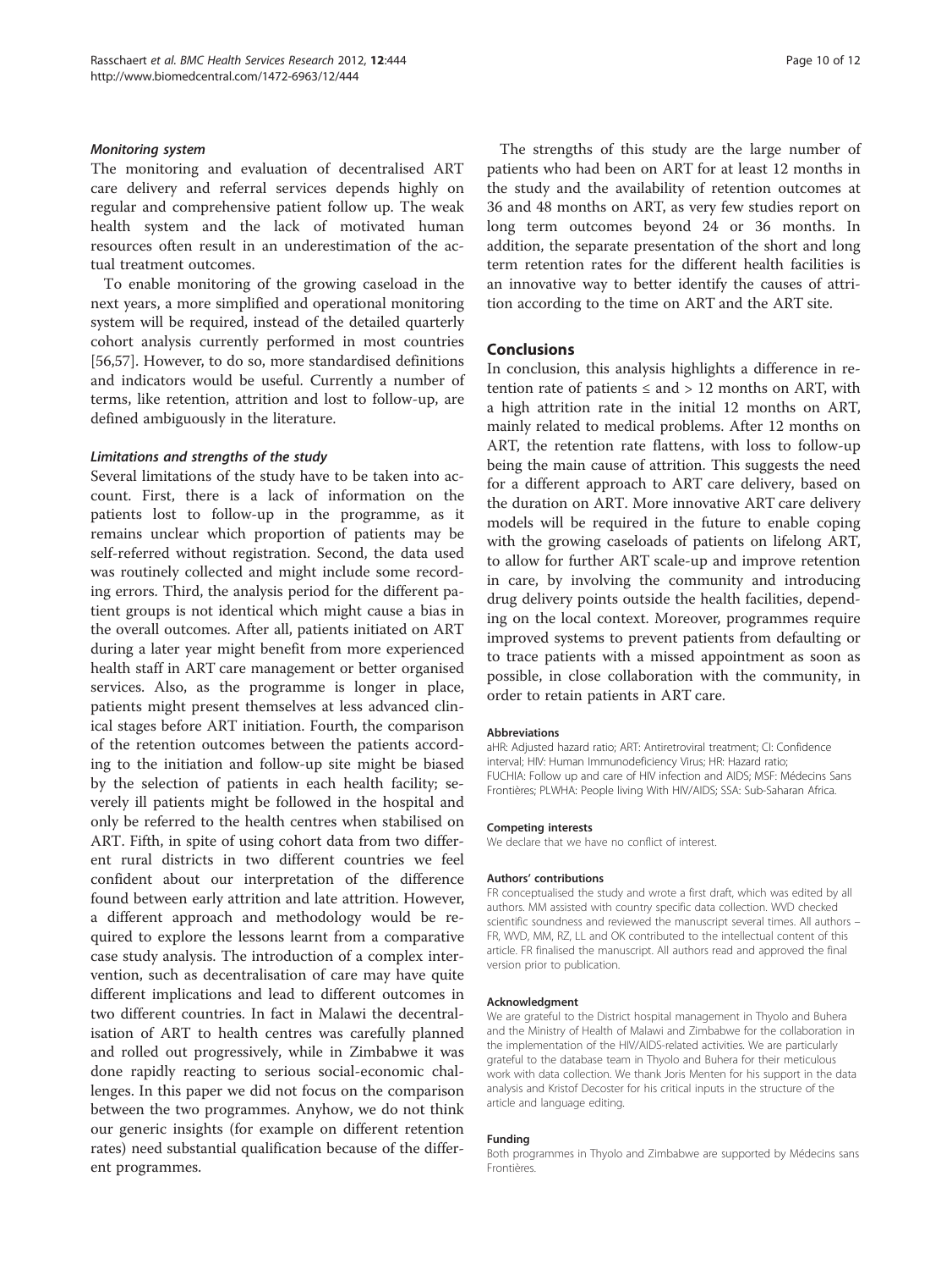#### *Monitoring system*

The monitoring and evaluation of decentralised ART care delivery and referral services depends highly on regular and comprehensive patient follow up. The weak health system and the lack of motivated human resources often result in an underestimation of the actual treatment outcomes.

To enable monitoring of the growing caseload in the next years, a more simplified and operational monitoring system will be required, instead of the detailed quarterly cohort analysis currently performed in most countries [56,57]. However, to do so, more standardised definitions and indicators would be useful. Currently a number of terms, like retention, attrition and lost to follow-up, are defined ambiguously in the literature.

#### *Limitations and strengths of the study*

Several limitations of the study have to be taken into account. First, there is a lack of information on the patients lost to follow-up in the programme, as it remains unclear which proportion of patients may be self-referred without registration. Second, the data used was routinely collected and might include some recording errors. Third, the analysis period for the different patient groups is not identical which might cause a bias in the overall outcomes. After all, patients initiated on ART during a later year might benefit from more experienced health staff in ART care management or better organised services. Also, as the programme is longer in place, patients might present themselves at less advanced clinical stages before ART initiation. Fourth, the comparison of the retention outcomes between the patients according to the initiation and follow-up site might be biased by the selection of patients in each health facility; severely ill patients might be followed in the hospital and only be referred to the health centres when stabilised on ART. Fifth, in spite of using cohort data from two different rural districts in two different countries we feel confident about our interpretation of the difference found between early attrition and late attrition. However, a different approach and methodology would be required to explore the lessons learnt from a comparative case study analysis. The introduction of a complex intervention, such as decentralisation of care may have quite different implications and lead to different outcomes in two different countries. In fact in Malawi the decentralisation of ART to health centres was carefully planned and rolled out progressively, while in Zimbabwe it was done rapidly reacting to serious social-economic challenges. In this paper we did not focus on the comparison between the two programmes. Anyhow, we do not think our generic insights (for example on different retention rates) need substantial qualification because of the different programmes.

The strengths of this study are the large number of patients who had been on ART for at least 12 months in the study and the availability of retention outcomes at 36 and 48 months on ART, as very few studies report on long term outcomes beyond 24 or 36 months. In addition, the separate presentation of the short and long term retention rates for the different health facilities is an innovative way to better identify the causes of attrition according to the time on ART and the ART site.

## Conclusions

In conclusion, this analysis highlights a difference in retention rate of patients ≤ and > 12 months on ART, with a high attrition rate in the initial 12 months on ART, mainly related to medical problems. After 12 months on ART, the retention rate flattens, with loss to follow-up being the main cause of attrition. This suggests the need for a different approach to ART care delivery, based on the duration on ART. More innovative ART care delivery models will be required in the future to enable coping with the growing caseloads of patients on lifelong ART, to allow for further ART scale-up and improve retention in care, by involving the community and introducing drug delivery points outside the health facilities, depending on the local context. Moreover, programmes require improved systems to prevent patients from defaulting or to trace patients with a missed appointment as soon as possible, in close collaboration with the community, in order to retain patients in ART care.

#### Abbreviations

aHR: Adjusted hazard ratio; ART: Antiretroviral treatment; CI: Confidence interval; HIV: Human Immunodeficiency Virus; HR: Hazard ratio; FUCHIA: Follow up and care of HIV infection and AIDS; MSF: Médecins Sans Frontières; PLWHA: People living With HIV/AIDS; SSA: Sub-Saharan Africa.

#### Competing interests

We declare that we have no conflict of interest.

#### Authors' contributions

FR conceptualised the study and wrote a first draft, which was edited by all authors. MM assisted with country specific data collection. WVD checked scientific soundness and reviewed the manuscript several times. All authors – FR, WVD, MM, RZ, LL and OK contributed to the intellectual content of this article. FR finalised the manuscript. All authors read and approved the final version prior to publication.

#### Acknowledgment

We are grateful to the District hospital management in Thyolo and Buhera and the Ministry of Health of Malawi and Zimbabwe for the collaboration in the implementation of the HIV/AIDS-related activities. We are particularly grateful to the database team in Thyolo and Buhera for their meticulous work with data collection. We thank Joris Menten for his support in the data analysis and Kristof Decoster for his critical inputs in the structure of the article and language editing.

#### Funding

Both programmes in Thyolo and Zimbabwe are supported by Médecins sans Frontières.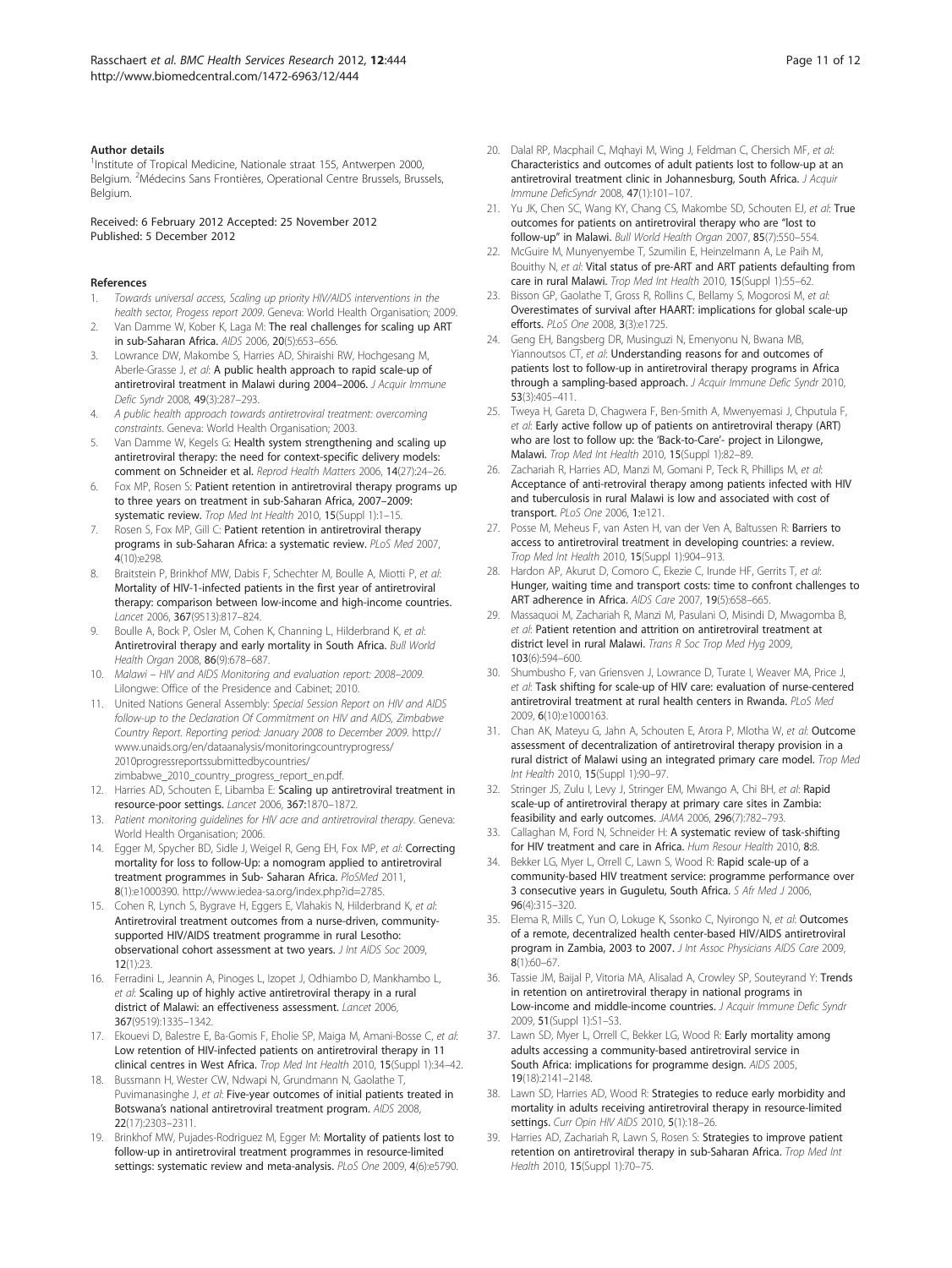#### Author details

[1]Institute of Tropical Medicine, Nationale straat 155, Antwerpen 2000, Belgium. [2]Médecins Sans Frontières, Operational Centre Brussels, Brussels, Belgium.

Received: 6 February 2012 Accepted: 25 November 2012
Published: 5 December 2012

#### References

1. *Towards universal access, Scaling up priority HIV/AIDS interventions in the health sector, Progess report 2009*. Geneva: World Health Organisation; 2009.
2. Van Damme W, Kober K, Laga M: **The real challenges for scaling up ART in sub-Saharan Africa.** *AIDS* 2006, **20**(5):653–656.
3. Lowrance DW, Makombe S, Harries AD, Shiraishi RW, Hochgesang M, Aberle-Grasse J, *et al*: **A public health approach to rapid scale-up of antiretroviral treatment in Malawi during 2004–2006.** *J Acquir Immune Defic Syndr* 2008, **49**(3):287–293.
4. *A public health approach towards antiretroviral treatment: overcoming constraints*. Geneva: World Health Organisation; 2003.
5. Van Damme W, Kegels G: **Health system strengthening and scaling up antiretroviral therapy: the need for context-specific delivery models: comment on Schneider et al.** *Reprod Health Matters* 2006, **14**(27):24–26.
6. Fox MP, Rosen S: **Patient retention in antiretroviral therapy programs up to three years on treatment in sub-Saharan Africa, 2007–2009: systematic review.** *Trop Med Int Health* 2010, **15**(Suppl 1):1–15.
7. Rosen S, Fox MP, Gill C: **Patient retention in antiretroviral therapy programs in sub-Saharan Africa: a systematic review.** *PLoS Med* 2007, **4**(10):e298.
8. Braitstein P, Brinkhof MW, Dabis F, Schechter M, Boulle A, Miotti P, *et al*: **Mortality of HIV-1-infected patients in the first year of antiretroviral therapy: comparison between low-income and high-income countries.** *Lancet* 2006, **367**(9513):817–824.
9. Boulle A, Bock P, Osler M, Cohen K, Channing L, Hilderbrand K, *et al*: **Antiretroviral therapy and early mortality in South Africa.** *Bull World Health Organ* 2008, **86**(9):678–687.
10. *Malawi – HIV and AIDS Monitoring and evaluation report: 2008–2009*. Lilongwe: Office of the Presidence and Cabinet; 2010.
11. United Nations General Assembly: *Special Session Report on HIV and AIDS follow-up to the Declaration Of Commitment on HIV and AIDS, Zimbabwe Country Report. Reporting period: January 2008 to December 2009.* http://www.unaids.org/en/dataanalysis/monitoringcountryprogress/2010progressreportssubmittedbycountries/zimbabwe_2010_country_progress_report_en.pdf.
12. Harries AD, Schouten E, Libamba E: **Scaling up antiretroviral treatment in resource-poor settings.** *Lancet* 2006, **367**:1870–1872.
13. *Patient monitoring guidelines for HIV acre and antiretroviral therapy*. Geneva: World Health Organisation; 2006.
14. Egger M, Spycher BD, Sidle J, Weigel R, Geng EH, Fox MP, *et al*: **Correcting mortality for loss to follow-Up: a nomogram applied to antiretroviral treatment programmes in Sub- Saharan Africa.** *PloSMed* 2011, **8**(1):e1000390. http://www.iedea-sa.org/index.php?id=2785.
15. Cohen R, Lynch S, Bygrave H, Eggers E, Vlahakis N, Hilderbrand K, *et al*: **Antiretroviral treatment outcomes from a nurse-driven, community-supported HIV/AIDS treatment programme in rural Lesotho: observational cohort assessment at two years.** *J Int AIDS Soc* 2009, **12**(1):23.
16. Ferradini L, Jeannin A, Pinoges L, Izopet J, Odhiambo D, Mankhambo L, *et al*: **Scaling up of highly active antiretroviral therapy in a rural district of Malawi: an effectiveness assessment.** *Lancet* 2006, **367**(9519):1335–1342.
17. Ekouevi D, Balestre E, Ba-Gomis F, Eholie SP, Maiga M, Amani-Bosse C, *et al*: **Low retention of HIV-infected patients on antiretroviral therapy in 11 clinical centres in West Africa.** *Trop Med Int Health* 2010, **15**(Suppl 1):34–42.
18. Bussmann H, Wester CW, Ndwapi N, Grundmann N, Gaolathe T, Puvimanasinghe J, *et al*: **Five-year outcomes of initial patients treated in Botswana's national antiretroviral treatment program.** *AIDS* 2008, **22**(17):2303–2311.
19. Brinkhof MW, Pujades-Rodriguez M, Egger M: **Mortality of patients lost to follow-up in antiretroviral treatment programmes in resource-limited settings: systematic review and meta-analysis.** *PLoS One* 2009, **4**(6):e5790.
20. Dalal RP, Macphail C, Mqhayi M, Wing J, Feldman C, Chersich MF, *et al*: **Characteristics and outcomes of adult patients lost to follow-up at an antiretroviral treatment clinic in Johannesburg, South Africa.** *J Acquir Immune DeficSyndr* 2008, **47**(1):101–107.
21. Yu JK, Chen SC, Wang KY, Chang CS, Makombe SD, Schouten EJ, *et al*: **True outcomes for patients on antiretroviral therapy who are "lost to follow-up" in Malawi.** *Bull World Health Organ* 2007, **85**(7):550–554.
22. McGuire M, Munyenyembe T, Szumilin E, Heinzelmann A, Le Paih M, Bouithy N, *et al*: **Vital status of pre-ART and ART patients defaulting from care in rural Malawi.** *Trop Med Int Health* 2010, **15**(Suppl 1):55–62.
23. Bisson GP, Gaolathe T, Gross R, Rollins C, Bellamy S, Mogorosi M, *et al*: **Overestimates of survival after HAART: implications for global scale-up efforts.** *PLoS One* 2008, **3**(3):e1725.
24. Geng EH, Bangsberg DR, Musinguzi N, Emenyonu N, Bwana MB, Yiannoutsos CT, *et al*: **Understanding reasons for and outcomes of patients lost to follow-up in antiretroviral therapy programs in Africa through a sampling-based approach.** *J Acquir Immune Defic Syndr* 2010, **53**(3):405–411.
25. Tweya H, Gareta D, Chagwera F, Ben-Smith A, Mwenyemasi J, Chputula F, *et al*: **Early active follow up of patients on antiretroviral therapy (ART) who are lost to follow up: the 'Back-to-Care'- project in Lilongwe, Malawi.** *Trop Med Int Health* 2010, **15**(Suppl 1):82–89.
26. Zachariah R, Harries AD, Manzi M, Gomani P, Teck R, Phillips M, *et al*: **Acceptance of anti-retroviral therapy among patients infected with HIV and tuberculosis in rural Malawi is low and associated with cost of transport.** *PLoS One* 2006, **1**:e121.
27. Posse M, Meheus F, van Asten H, van der Ven A, Baltussen R: **Barriers to access to antiretroviral treatment in developing countries: a review.** *Trop Med Int Health* 2010, **15**(Suppl 1):904–913.
28. Hardon AP, Akurut D, Comoro C, Ekezie C, Irunde HF, Gerrits T, *et al*: **Hunger, waiting time and transport costs: time to confront challenges to ART adherence in Africa.** *AIDS Care* 2007, **19**(5):658–665.
29. Massaquoi M, Zachariah R, Manzi M, Pasulani O, Misindi D, Mwagomba B, *et al*: **Patient retention and attrition on antiretroviral treatment at district level in rural Malawi.** *Trans R Soc Trop Med Hyg* 2009, **103**(6):594–600.
30. Shumbusho F, van Griensven J, Lowrance D, Turate I, Weaver MA, Price J, *et al*: **Task shifting for scale-up of HIV care: evaluation of nurse-centered antiretroviral treatment at rural health centers in Rwanda.** *PLoS Med* 2009, **6**(10):e1000163.
31. Chan AK, Mateyu G, Jahn A, Schouten E, Arora P, Mlotha W, *et al*: **Outcome assessment of decentralization of antiretroviral therapy provision in a rural district of Malawi using an integrated primary care model.** *Trop Med Int Health* 2010, **15**(Suppl 1):90–97.
32. Stringer JS, Zulu I, Levy J, Stringer EM, Mwango A, Chi BH, *et al*: **Rapid scale-up of antiretroviral therapy at primary care sites in Zambia: feasibility and early outcomes.** *JAMA* 2006, **296**(7):782–793.
33. Callaghan M, Ford N, Schneider H: **A systematic review of task-shifting for HIV treatment and care in Africa.** *Hum Resour Health* 2010, **8**:8.
34. Bekker LG, Myer L, Orrell C, Lawn S, Wood R: **Rapid scale-up of a community-based HIV treatment service: programme performance over 3 consecutive years in Guguletu, South Africa.** *S Afr Med J* 2006, **96**(4):315–320.
35. Elema R, Mills C, Yun O, Lokuge K, Ssonko C, Nyirongo N, *et al*: **Outcomes of a remote, decentralized health center-based HIV/AIDS antiretroviral program in Zambia, 2003 to 2007.** *J Int Assoc Physicians AIDS Care* 2009, **8**(1):60–67.
36. Tassie JM, Baijal P, Vitoria MA, Alisalad A, Crowley SP, Souteyrand Y: **Trends in retention on antiretroviral therapy in national programs in Low-income and middle-income countries.** *J Acquir Immune Defic Syndr* 2009, **51**(Suppl 1):S1–S3.
37. Lawn SD, Myer L, Orrell C, Bekker LG, Wood R: **Early mortality among adults accessing a community-based antiretroviral service in South Africa: implications for programme design.** *AIDS* 2005, **19**(18):2141–2148.
38. Lawn SD, Harries AD, Wood R: **Strategies to reduce early morbidity and mortality in adults receiving antiretroviral therapy in resource-limited settings.** *Curr Opin HIV AIDS* 2010, **5**(1):18–26.
39. Harries AD, Zachariah R, Lawn S, Rosen S: **Strategies to improve patient retention on antiretroviral therapy in sub-Saharan Africa.** *Trop Med Int Health* 2010, **15**(Suppl 1):70–75.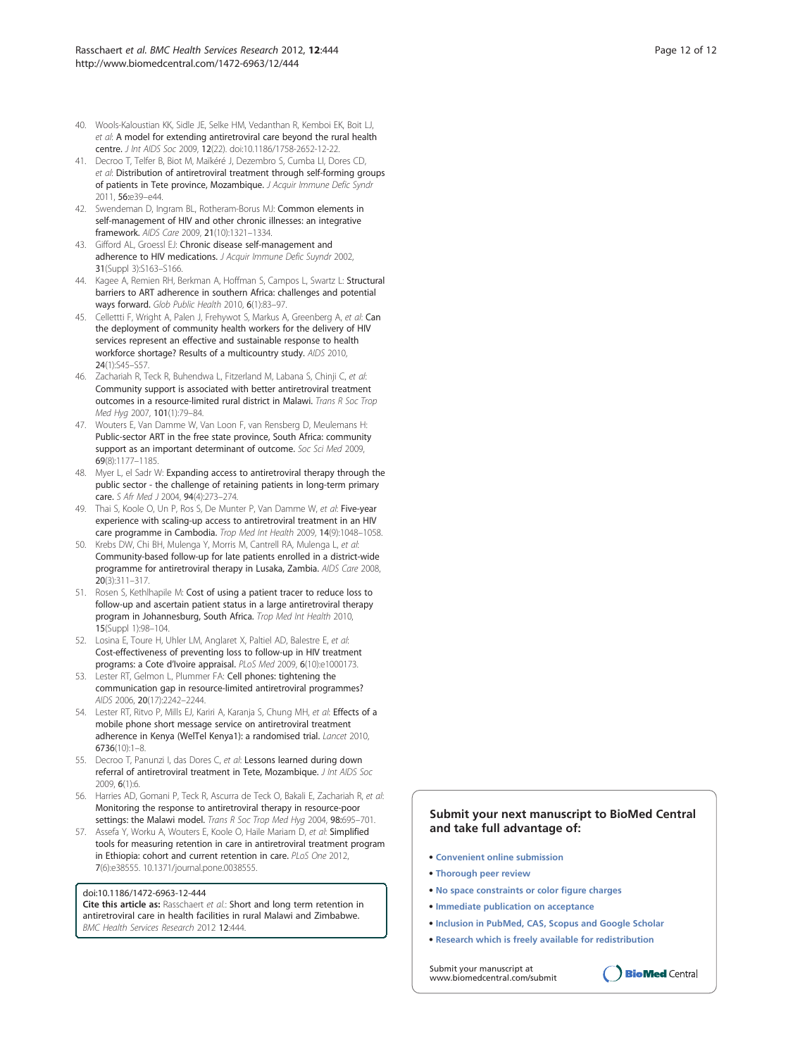40. Wools-Kaloustian KK, Sidle JE, Selke HM, Vedanthan R, Kemboi EK, Boit LJ, *et al*: **A model for extending antiretroviral care beyond the rural health centre.** *J Int AIDS Soc* 2009, **12**(22). doi:10.1186/1758-2652-12-22.
41. Decroo T, Telfer B, Biot M, Maïkéré J, Dezembro S, Cumba LI, Dores CD, *et al*: **Distribution of antiretroviral treatment through self-forming groups of patients in Tete province, Mozambique.** *J Acquir Immune Defic Syndr* 2011, **56:**e39–e44.
42. Swendeman D, Ingram BL, Rotheram-Borus MJ: **Common elements in self-management of HIV and other chronic illnesses: an integrative framework.** *AIDS Care* 2009, **21**(10):1321–1334.
43. Gifford AL, Groessl EJ: **Chronic disease self-management and adherence to HIV medications.** *J Acquir Immune Defic Suyndr* 2002, **31**(Suppl 3):S163–S166.
44. Kagee A, Remien RH, Berkman A, Hoffman S, Campos L, Swartz L: **Structural barriers to ART adherence in southern Africa: challenges and potential ways forward.** *Glob Public Health* 2010, **6**(1):83–97.
45. Cellettti F, Wright A, Palen J, Frehywot S, Markus A, Greenberg A, *et al*: **Can the deployment of community health workers for the delivery of HIV services represent an effective and sustainable response to health workforce shortage? Results of a multicountry study.** *AIDS* 2010, **24**(1):S45–S57.
46. Zachariah R, Teck R, Buhendwa L, Fitzerland M, Labana S, Chinji C, *et al*: **Community support is associated with better antiretroviral treatment outcomes in a resource-limited rural district in Malawi.** *Trans R Soc Trop Med Hyg* 2007, **101**(1):79–84.
47. Wouters E, Van Damme W, Van Loon F, van Rensberg D, Meulemans H: **Public-sector ART in the free state province, South Africa: community support as an important determinant of outcome.** *Soc Sci Med* 2009, **69**(8):1177–1185.
48. Myer L, el Sadr W: **Expanding access to antiretroviral therapy through the public sector - the challenge of retaining patients in long-term primary care.** *S Afr Med J* 2004, **94**(4):273–274.
49. Thai S, Koole O, Un P, Ros S, De Munter P, Van Damme W, *et al*: **Five-year experience with scaling-up access to antiretroviral treatment in an HIV care programme in Cambodia.** *Trop Med Int Health* 2009, **14**(9):1048–1058.
50. Krebs DW, Chi BH, Mulenga Y, Morris M, Cantrell RA, Mulenga L, *et al*: **Community-based follow-up for late patients enrolled in a district-wide programme for antiretroviral therapy in Lusaka, Zambia.** *AIDS Care* 2008, **20**(3):311–317.
51. Rosen S, Kethlhapile M: **Cost of using a patient tracer to reduce loss to follow-up and ascertain patient status in a large antiretroviral therapy program in Johannesburg, South Africa.** *Trop Med Int Health* 2010, **15**(Suppl 1):98–104.
52. Losina E, Toure H, Uhler LM, Anglaret X, Paltiel AD, Balestre E, *et al*: **Cost-effectiveness of preventing loss to follow-up in HIV treatment programs: a Cote d'Ivoire appraisal.** *PLoS Med* 2009, **6**(10):e1000173.
53. Lester RT, Gelmon L, Plummer FA: **Cell phones: tightening the communication gap in resource-limited antiretroviral programmes?** *AIDS* 2006, **20**(17):2242–2244.
54. Lester RT, Ritvo P, Mills EJ, Kariri A, Karanja S, Chung MH, *et al*: **Effects of a mobile phone short message service on antiretroviral treatment adherence in Kenya (WelTel Kenya1): a randomised trial.** *Lancet* 2010, **6736**(10):1–8.
55. Decroo T, Panunzi I, das Dores C, *et al*: **Lessons learned during down referral of antiretroviral treatment in Tete, Mozambique.** *J Int AIDS Soc* 2009, **6**(1):6.
56. Harries AD, Gomani P, Teck R, Ascurra de Teck O, Bakali E, Zachariah R, *et al*: **Monitoring the response to antiretroviral therapy in resource-poor settings: the Malawi model.** *Trans R Soc Trop Med Hyg* 2004, **98:**695–701.
57. Assefa Y, Worku A, Wouters E, Koole O, Haile Mariam D, *et al*: **Simplified tools for measuring retention in care in antiretroviral treatment program in Ethiopia: cohort and current retention in care.** *PLoS One* 2012, **7**(6):e38555. 10.1371/journal.pone.0038555.

doi:10.1186/1472-6963-12-444

**Cite this article as:** Rasschaert *et al.*: Short and long term retention in antiretroviral care in health facilities in rural Malawi and Zimbabwe. *BMC Health Services Research* 2012 **12**:444.

**Submit your next manuscript to BioMed Central and take full advantage of:**

- **Convenient online submission**
- **Thorough peer review**
- **No space constraints or color figure charges**
- **Immediate publication on acceptance**
- **Inclusion in PubMed, CAS, Scopus and Google Scholar**
- **Research which is freely available for redistribution**

Submit your manuscript at
www.biomedcentral.com/submit

BioMed Central